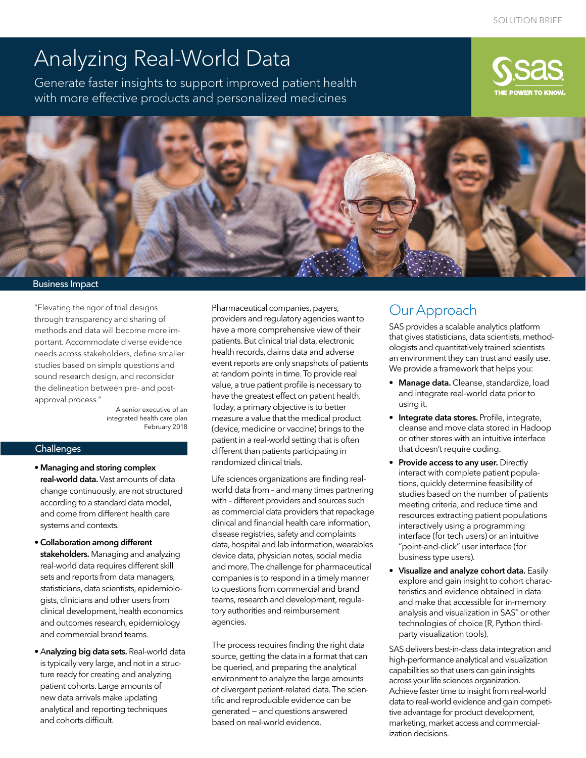SOLUTION BRIEF

# Analyzing Real-World Data

Generate faster insights to support improved patient health with more effective products and personalized medicines

## Business Impact

"Elevating the rigor of trial designs through transparency and sharing of methods and data will become more important. Accommodate diverse evidence needs across stakeholders, define smaller studies based on simple questions and sound research design, and reconsider the delineation between pre- and post-approval process."

A senior executive of an integrated health care plan
February 2018

## Challenges

- **Managing and storing complex real-world data.** Vast amounts of data change continuously, are not structured according to a standard data model, and come from different health care systems and contexts.
- **Collaboration among different stakeholders.** Managing and analyzing real-world data requires different skill sets and reports from data managers, statisticians, data scientists, epidemiologists, clinicians and other users from clinical development, health economics and outcomes research, epidemiology and commercial brand teams.
- **Analyzing big data sets.** Real-world data is typically very large, and not in a structure ready for creating and analyzing patient cohorts. Large amounts of new data arrivals make updating analytical and reporting techniques and cohorts difficult.

Pharmaceutical companies, payers, providers and regulatory agencies want to have a more comprehensive view of their patients. But clinical trial data, electronic health records, claims data and adverse event reports are only snapshots of patients at random points in time. To provide real value, a true patient profile is necessary to have the greatest effect on patient health. Today, a primary objective is to better measure a value that the medical product (device, medicine or vaccine) brings to the patient in a real-world setting that is often different than patients participating in randomized clinical trials.

Life sciences organizations are finding real-world data from – and many times partnering with – different providers and sources such as commercial data providers that repackage clinical and financial health care information, disease registries, safety and complaints data, hospital and lab information, wearables device data, physician notes, social media and more. The challenge for pharmaceutical companies is to respond in a timely manner to questions from commercial and brand teams, research and development, regulatory authorities and reimbursement agencies.

The process requires finding the right data source, getting the data in a format that can be queried, and preparing the analytical environment to analyze the large amounts of divergent patient-related data. The scientific and reproducible evidence can be generated – and questions answered based on real-world evidence.

## Our Approach

SAS provides a scalable analytics platform that gives statisticians, data scientists, methodologists and quantitatively trained scientists an environment they can trust and easily use. We provide a framework that helps you:

- **Manage data.** Cleanse, standardize, load and integrate real-world data prior to using it.
- **Integrate data stores.** Profile, integrate, cleanse and move data stored in Hadoop or other stores with an intuitive interface that doesn't require coding.
- **Provide access to any user.** Directly interact with complete patient populations, quickly determine feasibility of studies based on the number of patients meeting criteria, and reduce time and resources extracting patient populations interactively using a programming interface (for tech users) or an intuitive "point-and-click" user interface (for business type users).
- **Visualize and analyze cohort data.** Easily explore and gain insight to cohort characteristics and evidence obtained in data and make that accessible for in-memory analysis and visualization in SAS® or other technologies of choice (R, Python third-party visualization tools).

SAS delivers best-in-class data integration and high-performance analytical and visualization capabilities so that users can gain insights across your life sciences organization. Achieve faster time to insight from real-world data to real-world evidence and gain competitive advantage for product development, marketing, market access and commercialization decisions.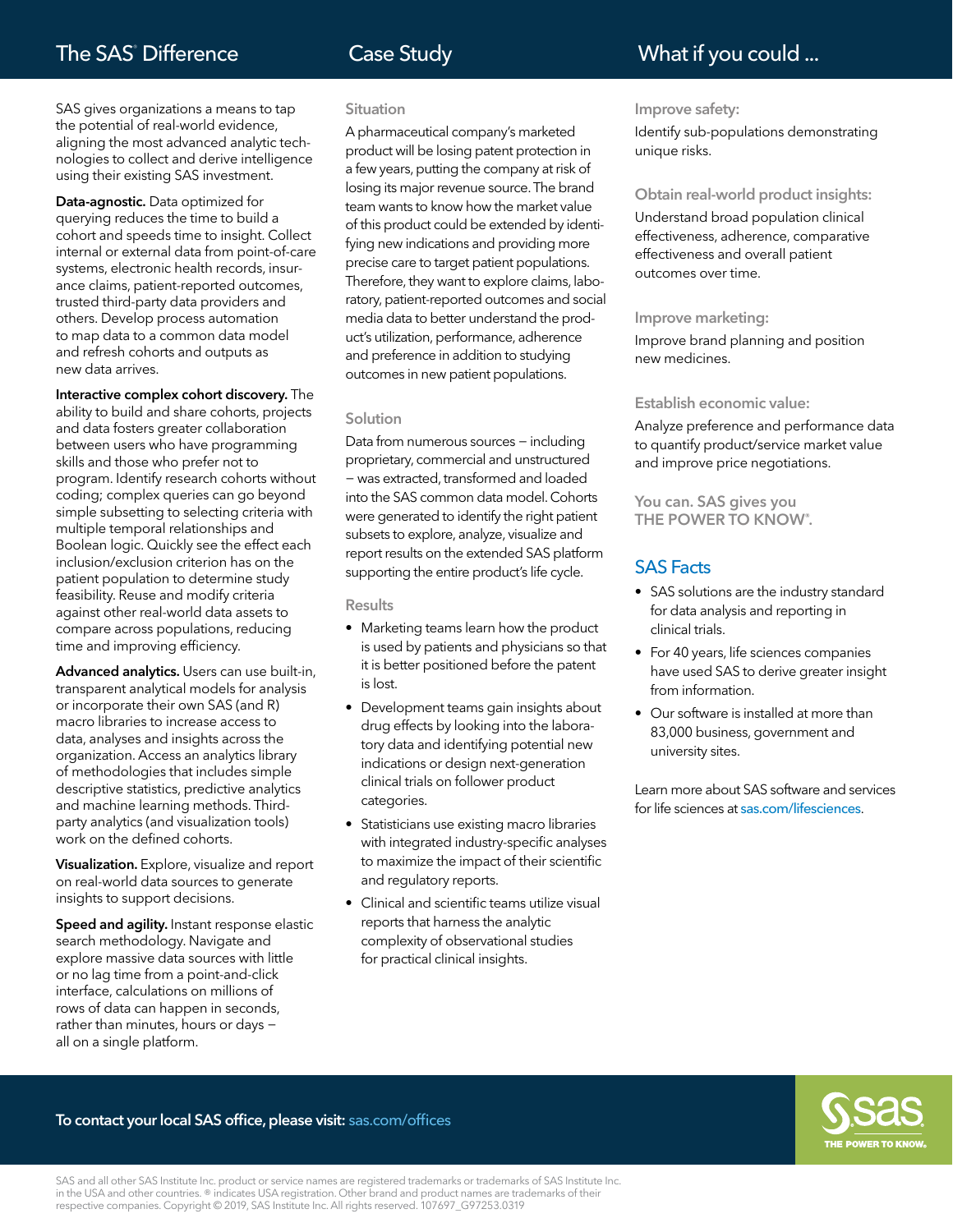## The SAS® Difference

SAS gives organizations a means to tap the potential of real-world evidence, aligning the most advanced analytic technologies to collect and derive intelligence using their existing SAS investment.

**Data-agnostic.** Data optimized for querying reduces the time to build a cohort and speeds time to insight. Collect internal or external data from point-of-care systems, electronic health records, insurance claims, patient-reported outcomes, trusted third-party data providers and others. Develop process automation to map data to a common data model and refresh cohorts and outputs as new data arrives.

**Interactive complex cohort discovery.** The ability to build and share cohorts, projects and data fosters greater collaboration between users who have programming skills and those who prefer not to program. Identify research cohorts without coding; complex queries can go beyond simple subsetting to selecting criteria with multiple temporal relationships and Boolean logic. Quickly see the effect each inclusion/exclusion criterion has on the patient population to determine study feasibility. Reuse and modify criteria against other real-world data assets to compare across populations, reducing time and improving efficiency.

**Advanced analytics.** Users can use built-in, transparent analytical models for analysis or incorporate their own SAS (and R) macro libraries to increase access to data, analyses and insights across the organization. Access an analytics library of methodologies that includes simple descriptive statistics, predictive analytics and machine learning methods. Third-party analytics (and visualization tools) work on the defined cohorts.

**Visualization.** Explore, visualize and report on real-world data sources to generate insights to support decisions.

**Speed and agility.** Instant response elastic search methodology. Navigate and explore massive data sources with little or no lag time from a point-and-click interface, calculations on millions of rows of data can happen in seconds, rather than minutes, hours or days – all on a single platform.

## Case Study

### Situation

A pharmaceutical company's marketed product will be losing patent protection in a few years, putting the company at risk of losing its major revenue source. The brand team wants to know how the market value of this product could be extended by identifying new indications and providing more precise care to target patient populations. Therefore, they want to explore claims, laboratory, patient-reported outcomes and social media data to better understand the product's utilization, performance, adherence and preference in addition to studying outcomes in new patient populations.

### Solution

Data from numerous sources – including proprietary, commercial and unstructured – was extracted, transformed and loaded into the SAS common data model. Cohorts were generated to identify the right patient subsets to explore, analyze, visualize and report results on the extended SAS platform supporting the entire product's life cycle.

### Results

- Marketing teams learn how the product is used by patients and physicians so that it is better positioned before the patent is lost.
- Development teams gain insights about drug effects by looking into the laboratory data and identifying potential new indications or design next-generation clinical trials on follower product categories.
- Statisticians use existing macro libraries with integrated industry-specific analyses to maximize the impact of their scientific and regulatory reports.
- Clinical and scientific teams utilize visual reports that harness the analytic complexity of observational studies for practical clinical insights.

## What if you could ...

### Improve safety:

Identify sub-populations demonstrating unique risks.

### Obtain real-world product insights:

Understand broad population clinical effectiveness, adherence, comparative effectiveness and overall patient outcomes over time.

### Improve marketing:

Improve brand planning and position new medicines.

### Establish economic value:

Analyze preference and performance data to quantify product/service market value and improve price negotiations.

You can. SAS gives you THE POWER TO KNOW®.

## SAS Facts

- SAS solutions are the industry standard for data analysis and reporting in clinical trials.
- For 40 years, life sciences companies have used SAS to derive greater insight from information.
- Our software is installed at more than 83,000 business, government and university sites.

Learn more about SAS software and services for life sciences at sas.com/lifesciences.

**To contact your local SAS office, please visit:** sas.com/offices

SAS THE POWER TO KNOW.

SAS and all other SAS Institute Inc. product or service names are registered trademarks or trademarks of SAS Institute Inc. in the USA and other countries. ® indicates USA registration. Other brand and product names are trademarks of their respective companies. Copyright © 2019, SAS Institute Inc. All rights reserved. 107697_G97253.0319